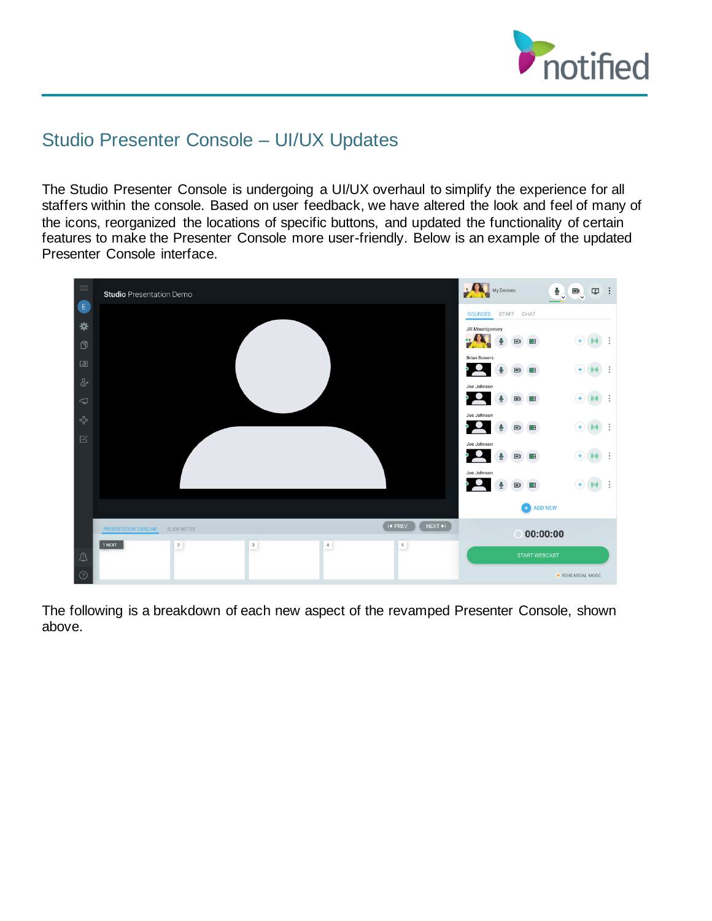## Studio Presenter Console – UI/UX Updates

The Studio Presenter Console is undergoing a UI/UX overhaul to simplify the experience for all staffers within the console. Based on user feedback, we have altered the look and feel of many of the icons, reorganized the locations of specific buttons, and updated the functionality of certain features to make the Presenter Console more user-friendly. Below is an example of the updated Presenter Console interface.

The following is a breakdown of each new aspect of the revamped Presenter Console, shown above.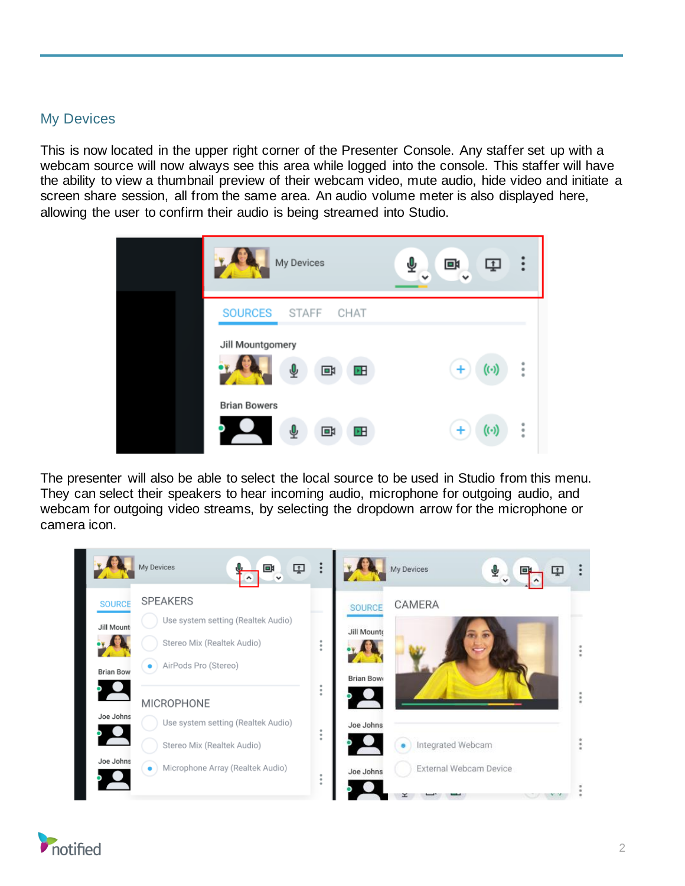## My Devices

This is now located in the upper right corner of the Presenter Console. Any staffer set up with a webcam source will now always see this area while logged into the console. This staffer will have the ability to view a thumbnail preview of their webcam video, mute audio, hide video and initiate a screen share session, all from the same area. An audio volume meter is also displayed here, allowing the user to confirm their audio is being streamed into Studio.

The presenter will also be able to select the local source to be used in Studio from this menu. They can select their speakers to hear incoming audio, microphone for outgoing audio, and webcam for outgoing video streams, by selecting the dropdown arrow for the microphone or camera icon.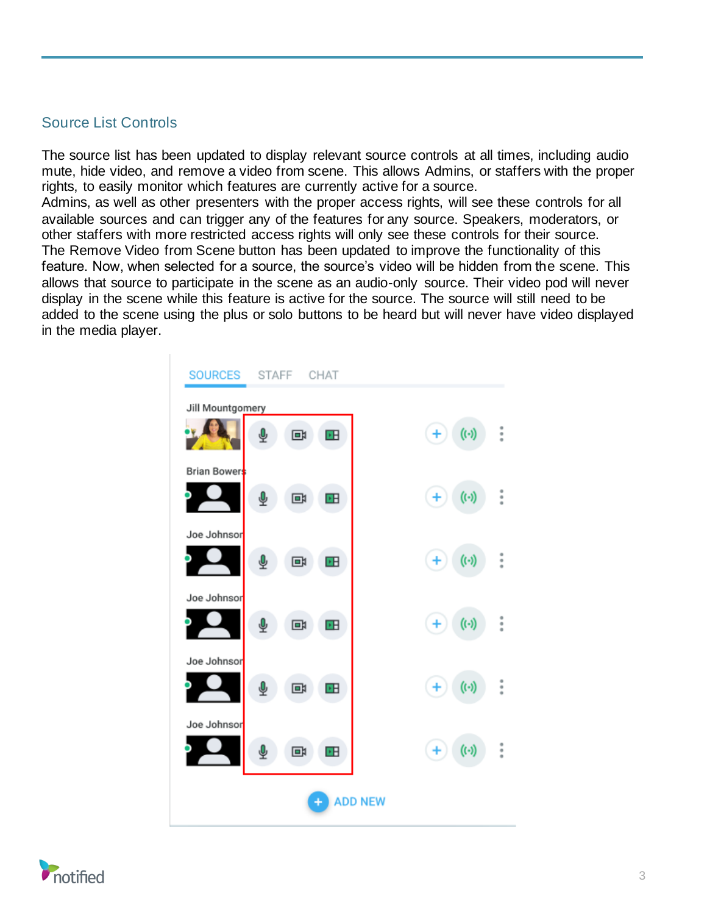## Source List Controls

The source list has been updated to display relevant source controls at all times, including audio mute, hide video, and remove a video from scene. This allows Admins, or staffers with the proper rights, to easily monitor which features are currently active for a source.

Admins, as well as other presenters with the proper access rights, will see these controls for all available sources and can trigger any of the features for any source. Speakers, moderators, or other staffers with more restricted access rights will only see these controls for their source.

The Remove Video from Scene button has been updated to improve the functionality of this feature. Now, when selected for a source, the source's video will be hidden from the scene. This allows that source to participate in the scene as an audio-only source. Their video pod will never display in the scene while this feature is active for the source. The source will still need to be added to the scene using the plus or solo buttons to be heard but will never have video displayed in the media player.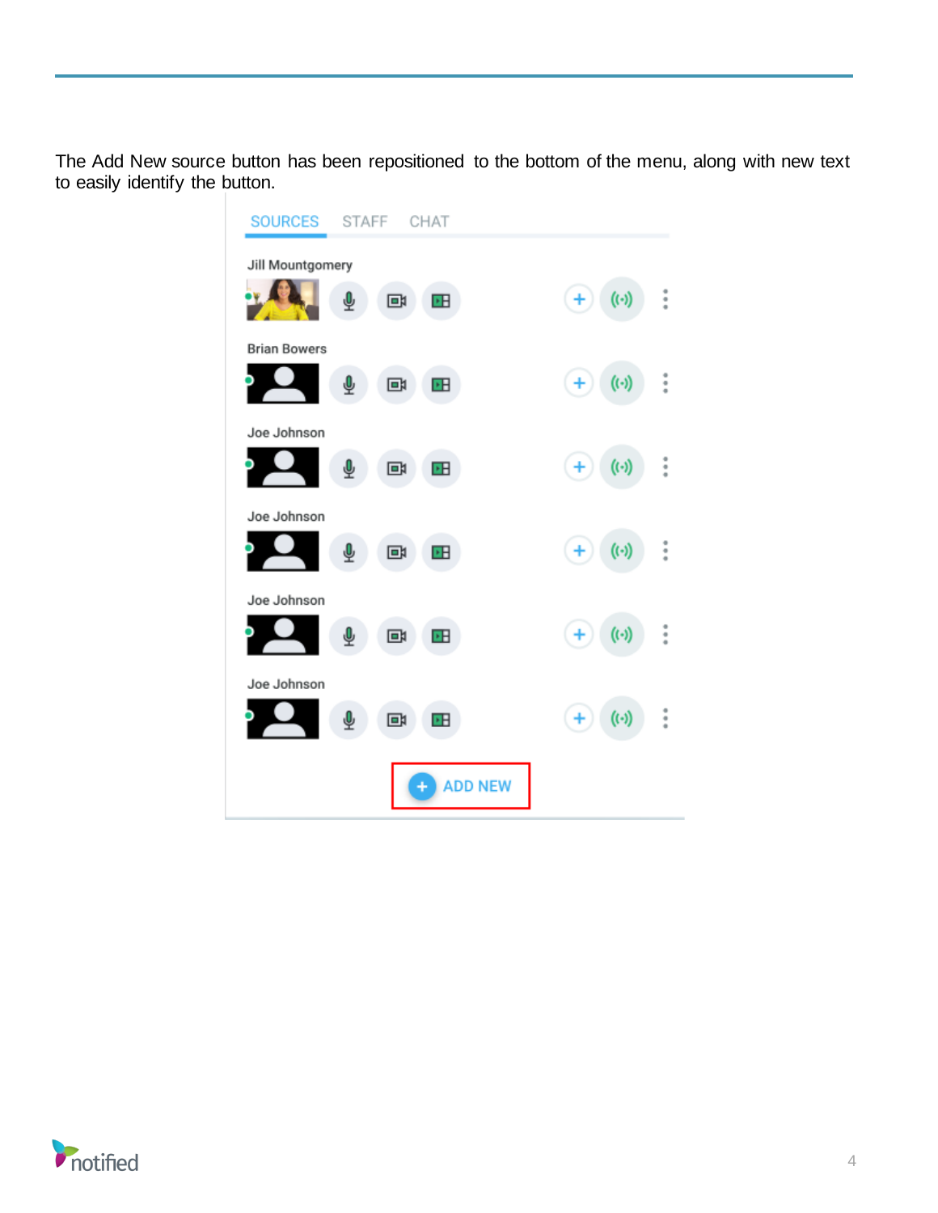The Add New source button has been repositioned to the bottom of the menu, along with new text to easily identify the button.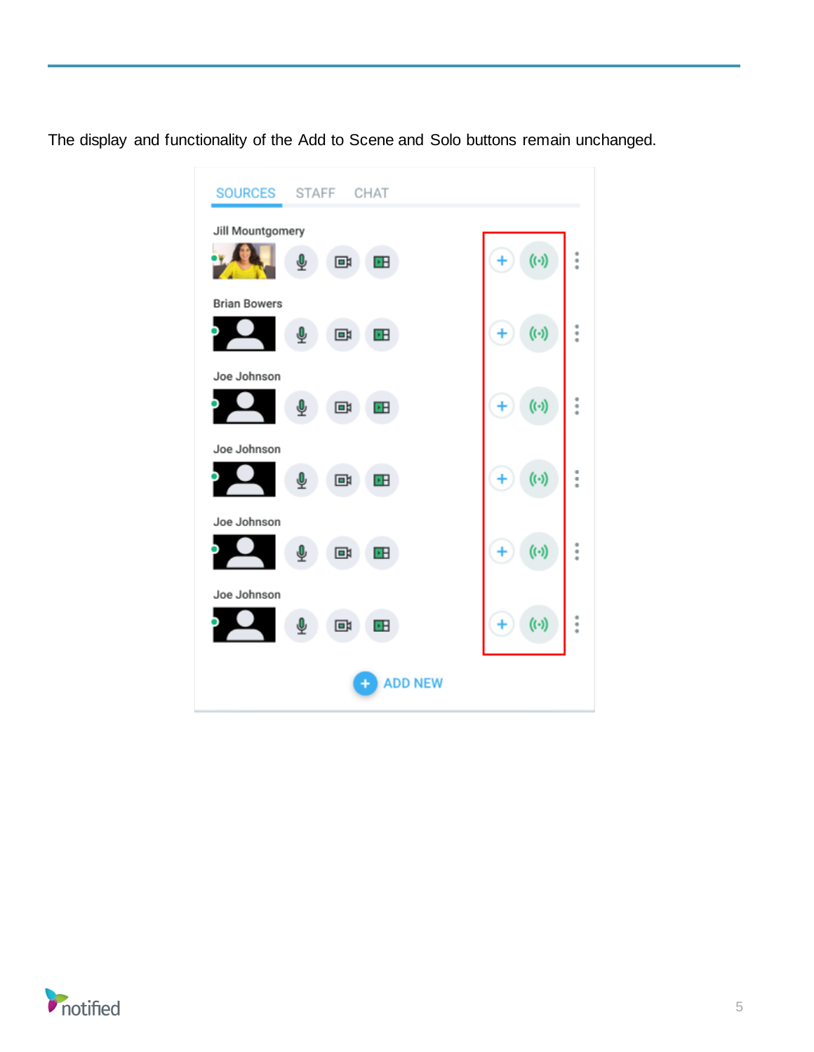The display and functionality of the Add to Scene and Solo buttons remain unchanged.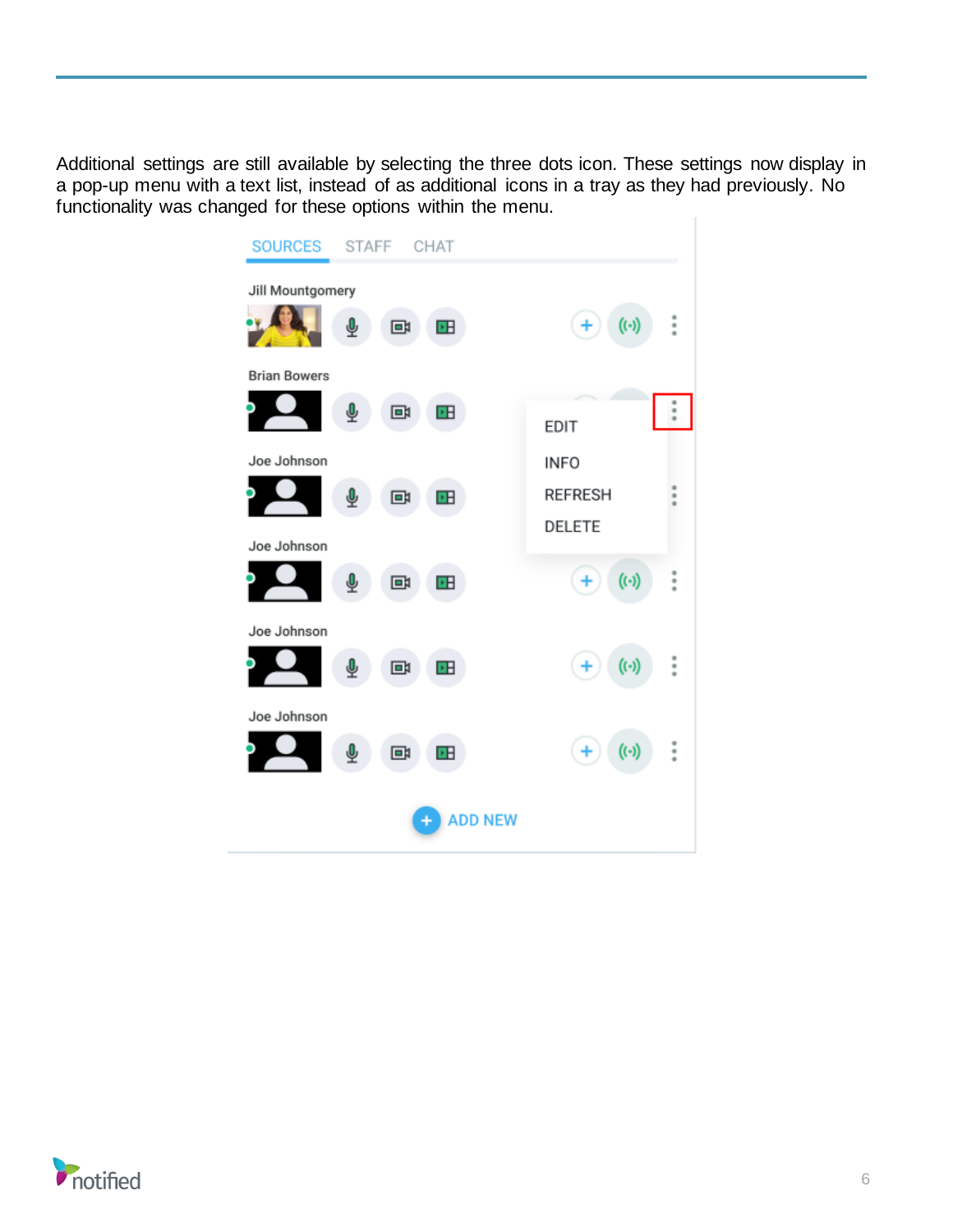Additional settings are still available by selecting the three dots icon. These settings now display in a pop-up menu with a text list, instead of as additional icons in a tray as they had previously. No functionality was changed for these options within the menu.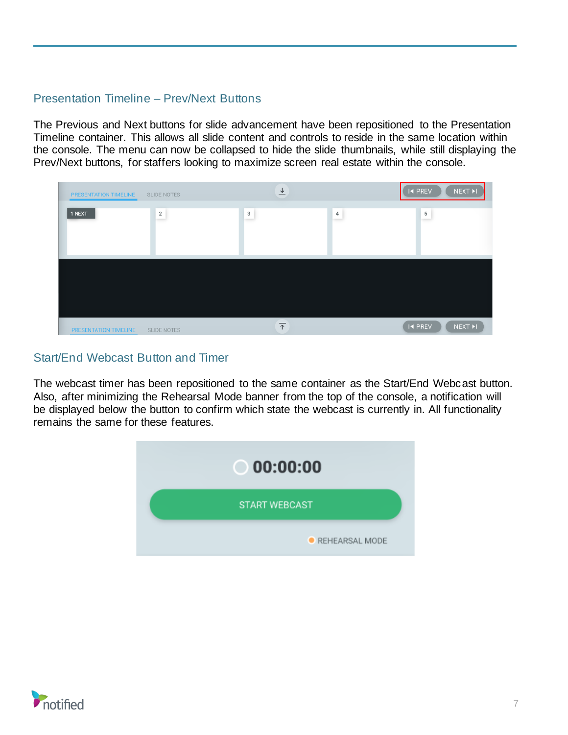## Presentation Timeline – Prev/Next Buttons

The Previous and Next buttons for slide advancement have been repositioned to the Presentation Timeline container. This allows all slide content and controls to reside in the same location within the console. The menu can now be collapsed to hide the slide thumbnails, while still displaying the Prev/Next buttons, for staffers looking to maximize screen real estate within the console.

## Start/End Webcast Button and Timer

The webcast timer has been repositioned to the same container as the Start/End Webcast button. Also, after minimizing the Rehearsal Mode banner from the top of the console, a notification will be displayed below the button to confirm which state the webcast is currently in. All functionality remains the same for these features.